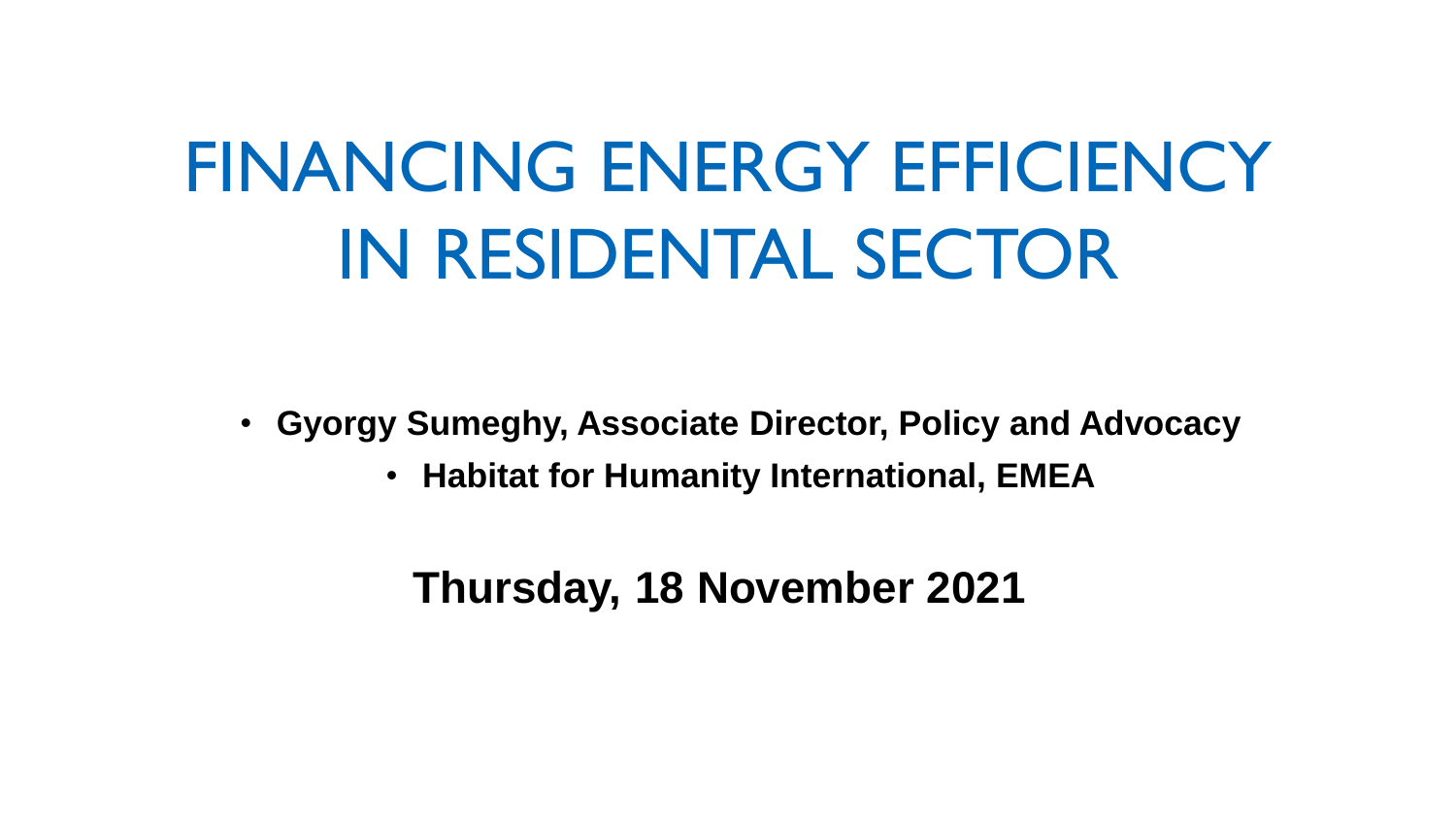# FINANCING ENERGY EFFICIENCY IN RESIDENTAL SECTOR

- **Gyorgy Sumeghy, Associate Director, Policy and Advocacy**
  - **Habitat for Humanity International, EMEA**

**Thursday, 18 November 2021**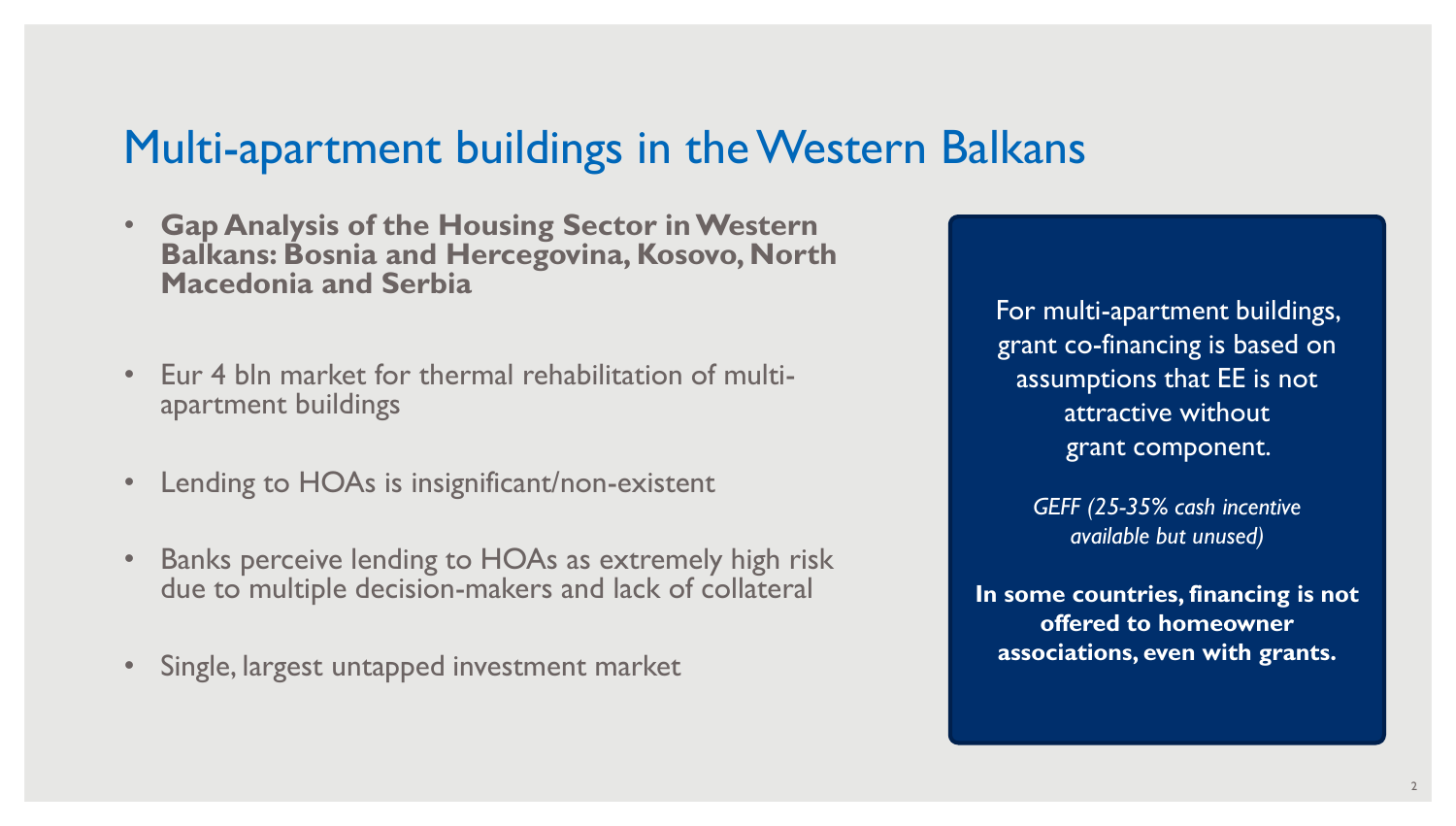# Multi-apartment buildings in the Western Balkans

- **Gap Analysis of the Housing Sector in Western Balkans: Bosnia and Hercegovina, Kosovo, North Macedonia and Serbia**
- Eur 4 bln market for thermal rehabilitation of multi-apartment buildings
- Lending to HOAs is insignificant/non-existent
- Banks perceive lending to HOAs as extremely high risk due to multiple decision-makers and lack of collateral
- Single, largest untapped investment market

For multi-apartment buildings, grant co-financing is based on assumptions that EE is not attractive without grant component.

*GEFF (25-35% cash incentive available but unused)*

**In some countries, financing is not offered to homeowner associations, even with grants.**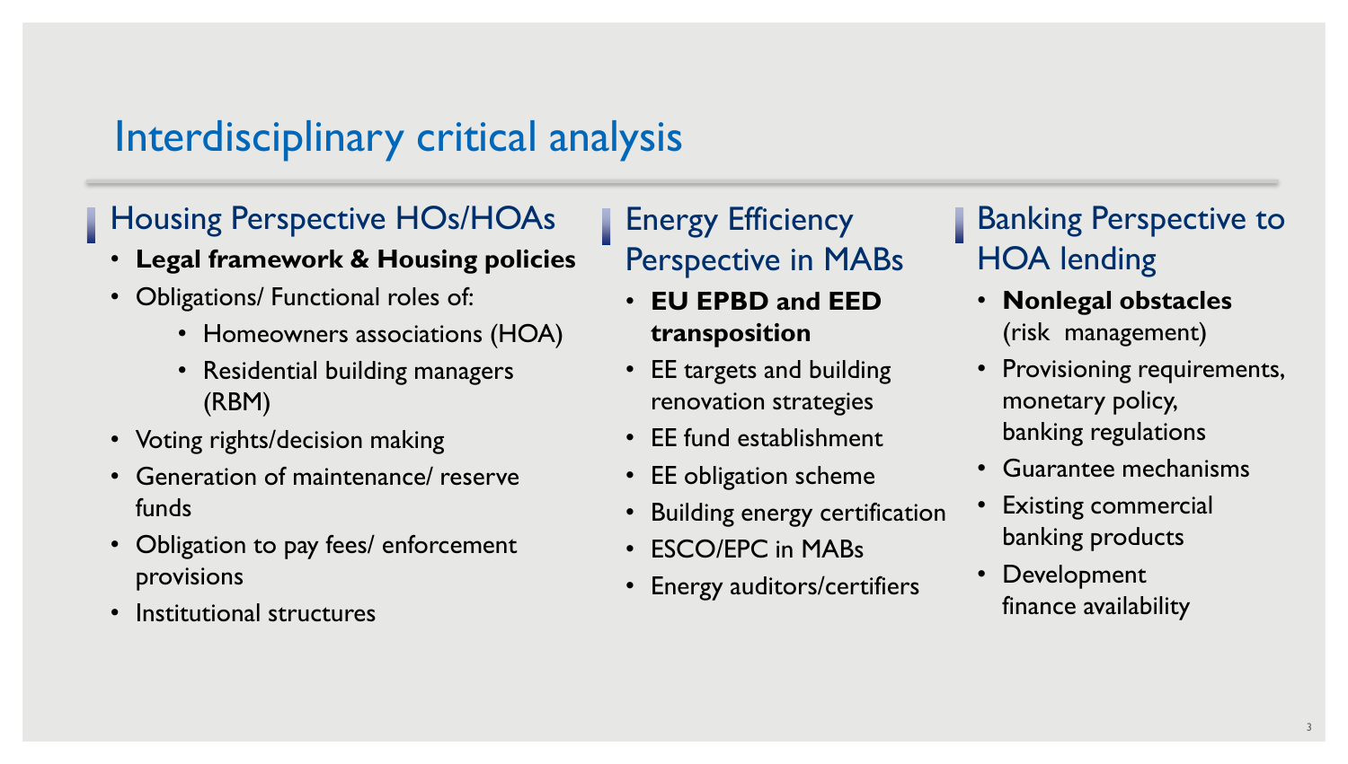# Interdisciplinary critical analysis

## Housing Perspective HOs/HOAs

- **Legal framework & Housing policies**
- Obligations/ Functional roles of:
  - Homeowners associations (HOA)
  - Residential building managers (RBM)
- Voting rights/decision making
- Generation of maintenance/ reserve funds
- Obligation to pay fees/ enforcement provisions
- Institutional structures

## Energy Efficiency Perspective in MABs

- **EU EPBD and EED transposition**
- EE targets and building renovation strategies
- EE fund establishment
- EE obligation scheme
- Building energy certification
- ESCO/EPC in MABs
- Energy auditors/certifiers

## Banking Perspective to HOA lending

- **Nonlegal obstacles** (risk management)
- Provisioning requirements, monetary policy, banking regulations
- Guarantee mechanisms
- Existing commercial banking products
- Development finance availability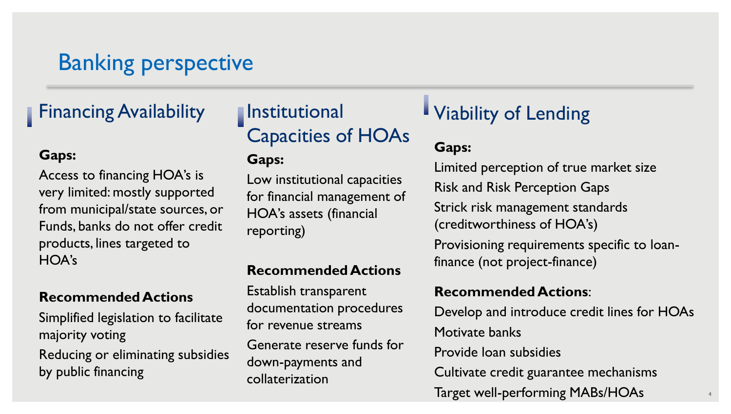# Banking perspective

## Financing Availability

**Gaps:**

Access to financing HOA's is very limited: mostly supported from municipal/state sources, or Funds, banks do not offer credit products, lines targeted to HOA's

**Recommended Actions**

Simplified legislation to facilitate majority voting

Reducing or eliminating subsidies by public financing

## Institutional Capacities of HOAs

**Gaps:**

Low institutional capacities for financial management of HOA's assets (financial reporting)

**Recommended Actions**

Establish transparent documentation procedures for revenue streams

Generate reserve funds for down-payments and collaterization

## Viability of Lending

**Gaps:**

Limited perception of true market size

Risk and Risk Perception Gaps

Strick risk management standards (creditworthiness of HOA's)

Provisioning requirements specific to loan-finance (not project-finance)

**Recommended Actions**:

Develop and introduce credit lines for HOAs

Motivate banks

Provide loan subsidies

Cultivate credit guarantee mechanisms

Target well-performing MABs/HOAs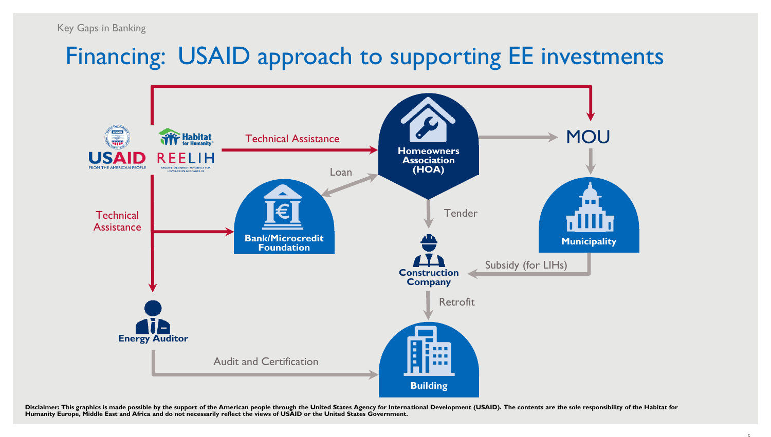Key Gaps in Banking

# Financing: USAID approach to supporting EE investments

USAID FROM THE AMERICAN PEOPLE

Habitat for Humanity REELIH RESIDENTIAL ENERGY EFFICIENCY FOR LOW-INCOME HOUSEHOLDS

Technical Assistance

Homeowners Association (HOA)

MOU

Loan

Technical Assistance

Bank/Microcredit Foundation

Tender

Municipality

Construction Company

Subsidy (for LIHs)

Retrofit

Energy Auditor

Audit and Certification

Building

**Disclaimer: This graphics is made possible by the support of the American people through the United States Agency for International Development (USAID). The contents are the sole responsibility of the Habitat for Humanity Europe, Middle East and Africa and do not necessarily reflect the views of USAID or the United States Government.**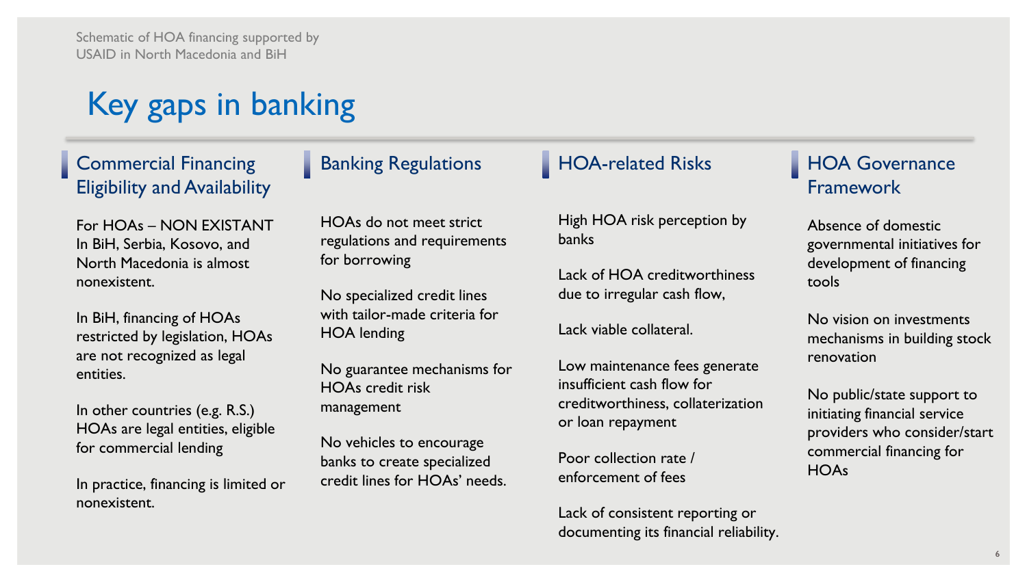Schematic of HOA financing supported by USAID in North Macedonia and BiH

# Key gaps in banking

## Commercial Financing Eligibility and Availability

For HOAs – NON EXISTANT In BiH, Serbia, Kosovo, and North Macedonia is almost nonexistent.

In BiH, financing of HOAs restricted by legislation, HOAs are not recognized as legal entities.

In other countries (e.g. R.S.) HOAs are legal entities, eligible for commercial lending

In practice, financing is limited or nonexistent.

## Banking Regulations

HOAs do not meet strict regulations and requirements for borrowing

No specialized credit lines with tailor-made criteria for HOA lending

No guarantee mechanisms for HOAs credit risk management

No vehicles to encourage banks to create specialized credit lines for HOAs' needs.

## HOA-related Risks

High HOA risk perception by banks

Lack of HOA creditworthiness due to irregular cash flow,

Lack viable collateral.

Low maintenance fees generate insufficient cash flow for creditworthiness, collaterization or loan repayment

Poor collection rate / enforcement of fees

Lack of consistent reporting or documenting its financial reliability.

## HOA Governance Framework

Absence of domestic governmental initiatives for development of financing tools

No vision on investments mechanisms in building stock renovation

No public/state support to initiating financial service providers who consider/start commercial financing for HOAs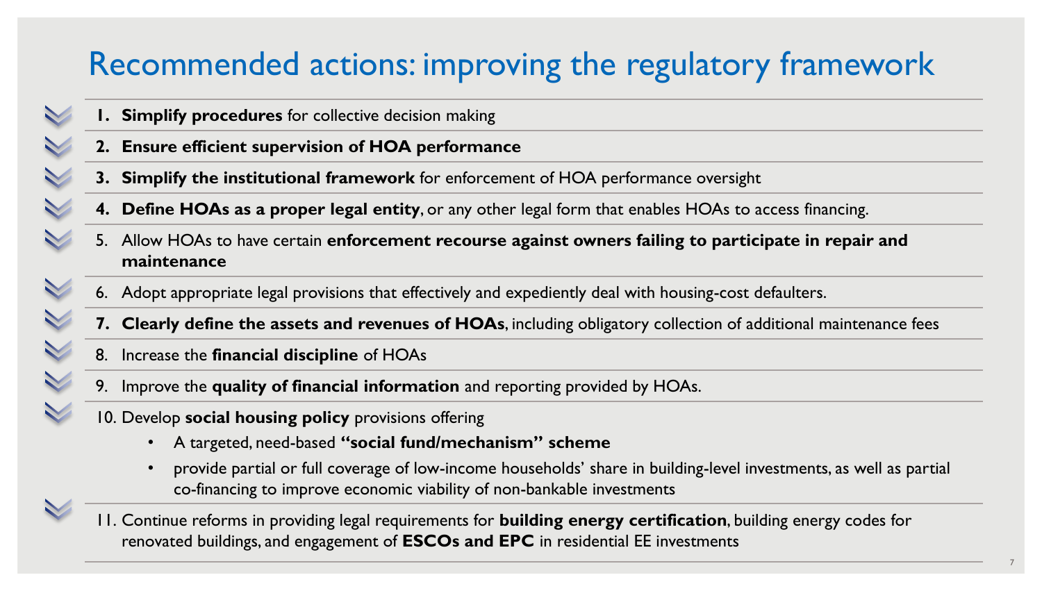# Recommended actions: improving the regulatory framework

1. **Simplify procedures** for collective decision making
2. **Ensure efficient supervision of HOA performance**
3. **Simplify the institutional framework** for enforcement of HOA performance oversight
4. **Define HOAs as a proper legal entity**, or any other legal form that enables HOAs to access financing.
5. Allow HOAs to have certain **enforcement recourse against owners failing to participate in repair and maintenance**
6. Adopt appropriate legal provisions that effectively and expediently deal with housing-cost defaulters.
7. **Clearly define the assets and revenues of HOAs**, including obligatory collection of additional maintenance fees
8. Increase the **financial discipline** of HOAs
9. Improve the **quality of financial information** and reporting provided by HOAs.
10. Develop **social housing policy** provisions offering
    - A targeted, need-based **"social fund/mechanism" scheme**
    - provide partial or full coverage of low-income households' share in building-level investments, as well as partial co-financing to improve economic viability of non-bankable investments
11. Continue reforms in providing legal requirements for **building energy certification**, building energy codes for renovated buildings, and engagement of **ESCOs and EPC** in residential EE investments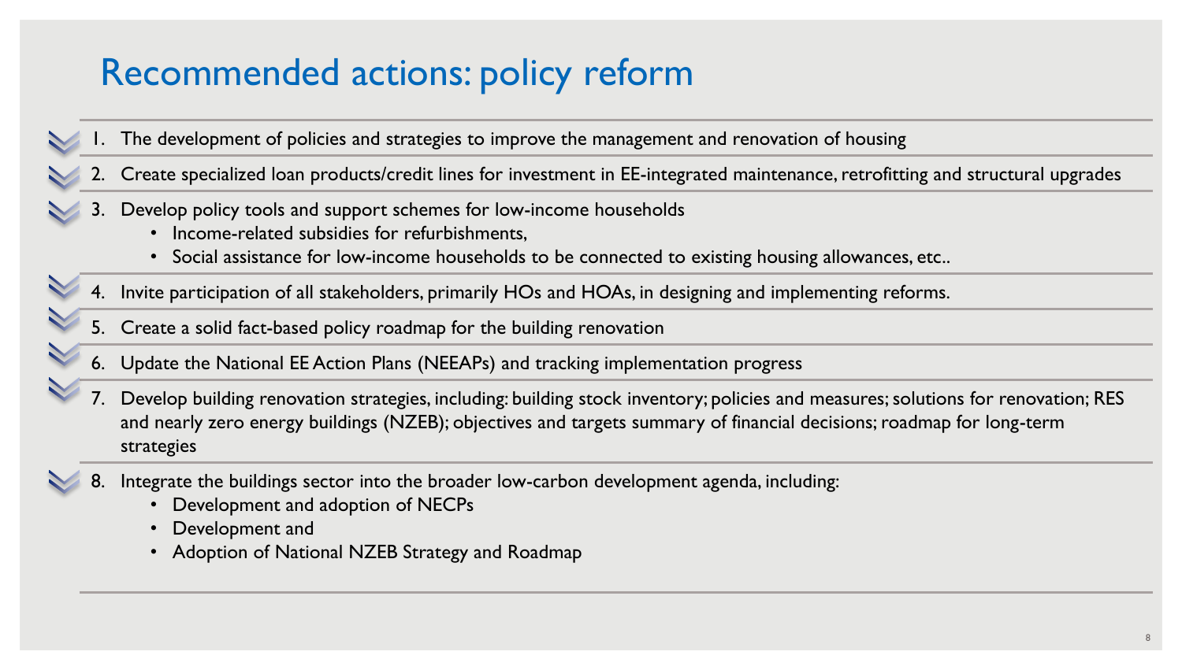# Recommended actions: policy reform

1. The development of policies and strategies to improve the management and renovation of housing
2. Create specialized loan products/credit lines for investment in EE-integrated maintenance, retrofitting and structural upgrades
3. Develop policy tools and support schemes for low-income households
   - Income-related subsidies for refurbishments,
   - Social assistance for low-income households to be connected to existing housing allowances, etc..
4. Invite participation of all stakeholders, primarily HOs and HOAs, in designing and implementing reforms.
5. Create a solid fact-based policy roadmap for the building renovation
6. Update the National EE Action Plans (NEEAPs) and tracking implementation progress
7. Develop building renovation strategies, including: building stock inventory; policies and measures; solutions for renovation; RES and nearly zero energy buildings (NZEB); objectives and targets summary of financial decisions; roadmap for long-term strategies
8. Integrate the buildings sector into the broader low-carbon development agenda, including:
   - Development and adoption of NECPs
   - Development and
   - Adoption of National NZEB Strategy and Roadmap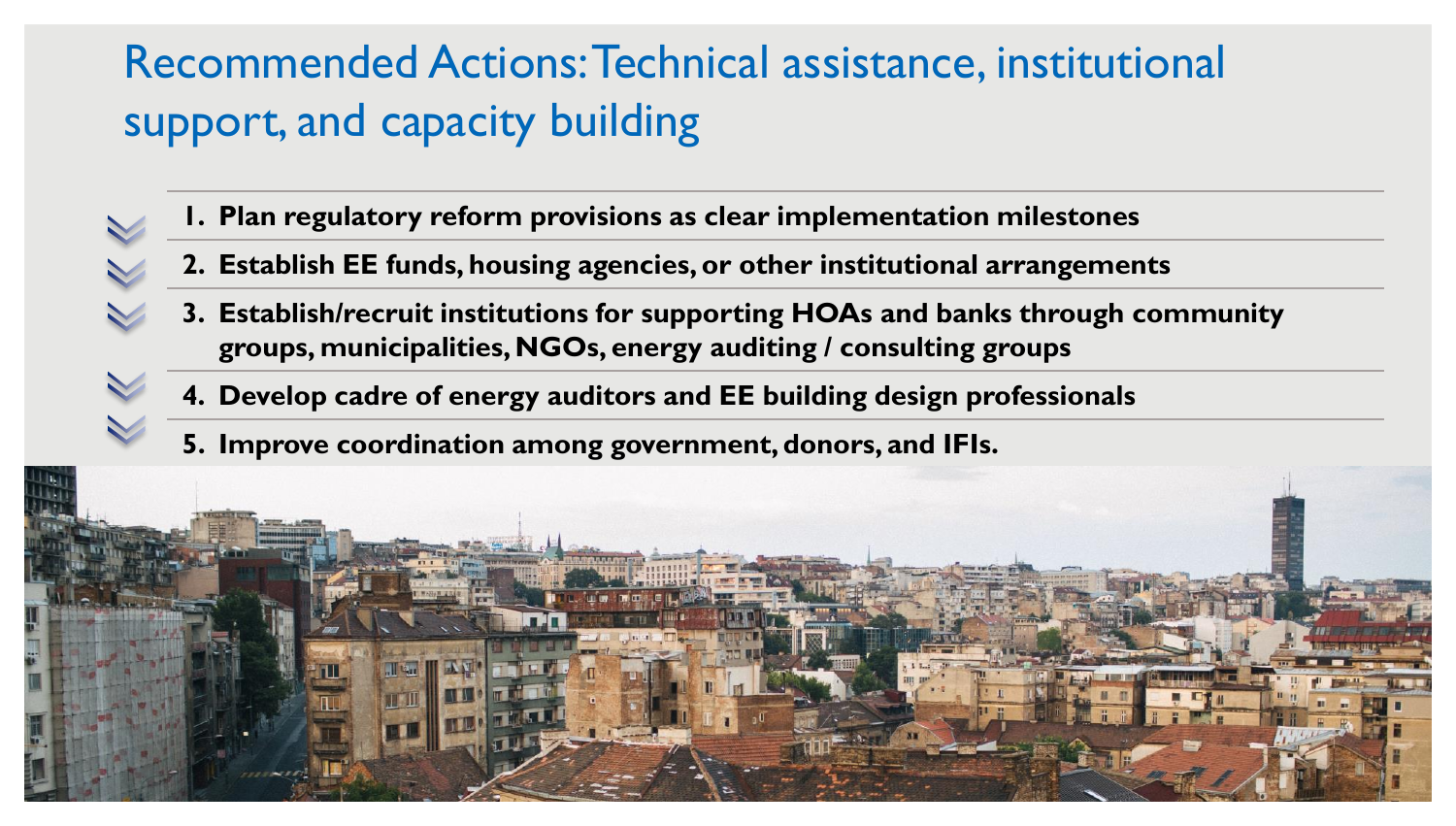# Recommended Actions: Technical assistance, institutional support, and capacity building

1. **Plan regulatory reform provisions as clear implementation milestones**
2. **Establish EE funds, housing agencies, or other institutional arrangements**
3. **Establish/recruit institutions for supporting HOAs and banks through community groups, municipalities, NGOs, energy auditing / consulting groups**
4. **Develop cadre of energy auditors and EE building design professionals**
5. **Improve coordination among government, donors, and IFIs.**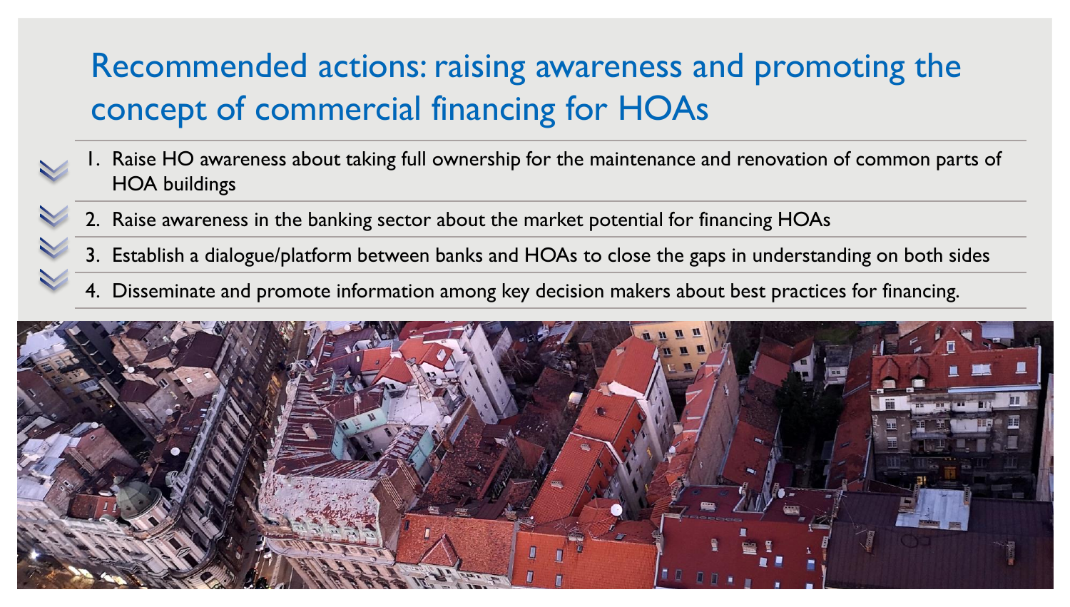# Recommended actions: raising awareness and promoting the concept of commercial financing for HOAs

1. Raise HO awareness about taking full ownership for the maintenance and renovation of common parts of HOA buildings
2. Raise awareness in the banking sector about the market potential for financing HOAs
3. Establish a dialogue/platform between banks and HOAs to close the gaps in understanding on both sides
4. Disseminate and promote information among key decision makers about best practices for financing.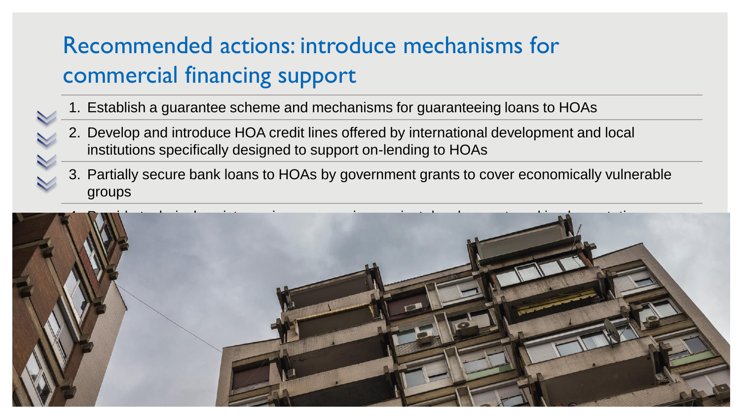# Recommended actions: introduce mechanisms for commercial financing support

1. Establish a guarantee scheme and mechanisms for guaranteeing loans to HOAs
2. Develop and introduce HOA credit lines offered by international development and local institutions specifically designed to support on-lending to HOAs
3. Partially secure bank loans to HOAs by government grants to cover economically vulnerable groups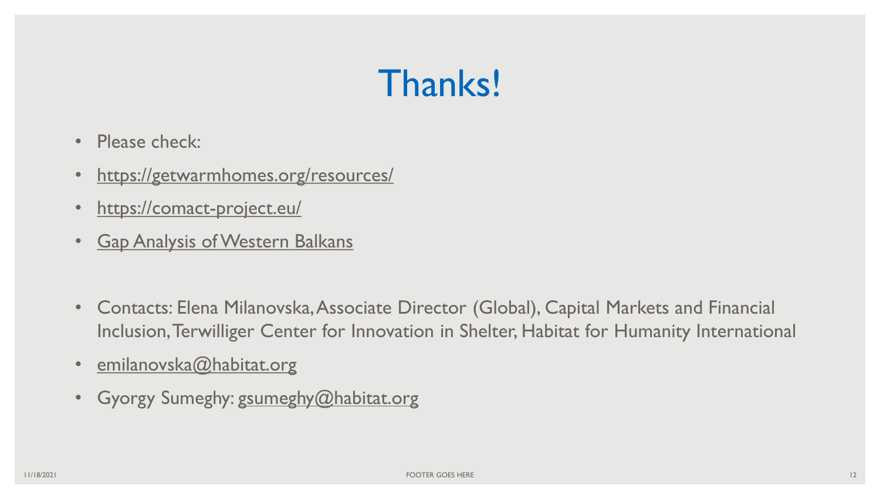# Thanks!

- Please check:
- https://getwarmhomes.org/resources/
- https://comact-project.eu/
- Gap Analysis of Western Balkans

- Contacts: Elena Milanovska, Associate Director (Global), Capital Markets and Financial Inclusion, Terwilliger Center for Innovation in Shelter, Habitat for Humanity International
- emilanovska@habitat.org
- Gyorgy Sumeghy: gsumeghy@habitat.org